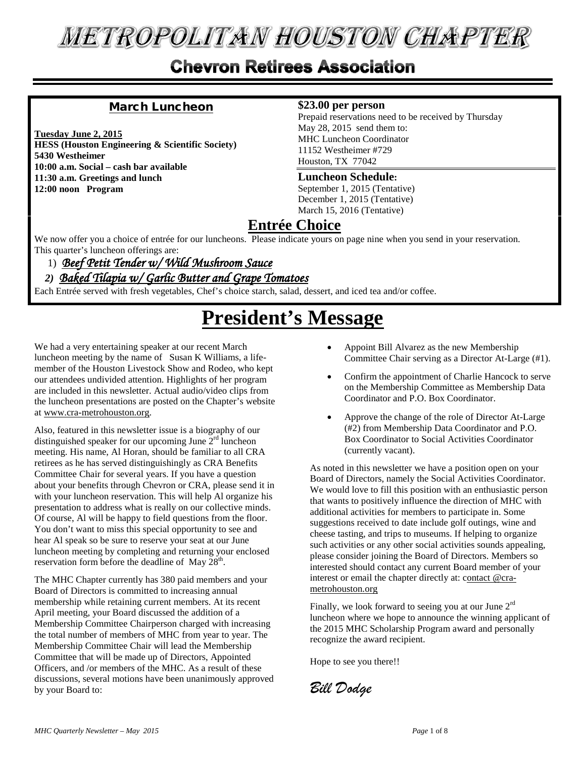# METROPOLITAN HOUSTON CHAPTER

## Chevron Retirees Association

### March Luncheon

**Tuesday June 2, 2015**
**HESS (Houston Engineering & Scientific Society)**
**5430 Westheimer**
**10:00 a.m. Social – cash bar available**
**11:30 a.m. Greetings and lunch**
**12:00 noon Program**

**$23.00 per person**
Prepaid reservations need to be received by Thursday May 28, 2015 send them to:
MHC Luncheon Coordinator
11152 Westheimer #729
Houston, TX 77042

**Luncheon Schedule:**
September 1, 2015 (Tentative)
December 1, 2015 (Tentative)
March 15, 2016 (Tentative)

## Entrée Choice

We now offer you a choice of entrée for our luncheons. Please indicate yours on page nine when you send in your reservation. This quarter's luncheon offerings are:

1) *Beef Petit Tender w/ Wild Mushroom Sauce*
2) *Baked Tilapia w/ Garlic Butter and Grape Tomatoes*

Each Entrée served with fresh vegetables, Chef's choice starch, salad, dessert, and iced tea and/or coffee.

# President's Message

We had a very entertaining speaker at our recent March luncheon meeting by the name of Susan K Williams, a life-member of the Houston Livestock Show and Rodeo, who kept our attendees undivided attention. Highlights of her program are included in this newsletter. Actual audio/video clips from the luncheon presentations are posted on the Chapter's website at www.cra-metrohouston.org.

Also, featured in this newsletter issue is a biography of our distinguished speaker for our upcoming June 2rd luncheon meeting. His name, Al Horan, should be familiar to all CRA retirees as he has served distinguishingly as CRA Benefits Committee Chair for several years. If you have a question about your benefits through Chevron or CRA, please send it in with your luncheon reservation. This will help Al organize his presentation to address what is really on our collective minds. Of course, Al will be happy to field questions from the floor. You don't want to miss this special opportunity to see and hear Al speak so be sure to reserve your seat at our June luncheon meeting by completing and returning your enclosed reservation form before the deadline of May 28th.

The MHC Chapter currently has 380 paid members and your Board of Directors is committed to increasing annual membership while retaining current members. At its recent April meeting, your Board discussed the addition of a Membership Committee Chairperson charged with increasing the total number of members of MHC from year to year. The Membership Committee Chair will lead the Membership Committee that will be made up of Directors, Appointed Officers, and /or members of the MHC. As a result of these discussions, several motions have been unanimously approved by your Board to:

- Appoint Bill Alvarez as the new Membership Committee Chair serving as a Director At-Large (#1).
- Confirm the appointment of Charlie Hancock to serve on the Membership Committee as Membership Data Coordinator and P.O. Box Coordinator.
- Approve the change of the role of Director At-Large (#2) from Membership Data Coordinator and P.O. Box Coordinator to Social Activities Coordinator (currently vacant).

As noted in this newsletter we have a position open on your Board of Directors, namely the Social Activities Coordinator. We would love to fill this position with an enthusiastic person that wants to positively influence the direction of MHC with additional activities for members to participate in. Some suggestions received to date include golf outings, wine and cheese tasting, and trips to museums. If helping to organize such activities or any other social activities sounds appealing, please consider joining the Board of Directors. Members so interested should contact any current Board member of your interest or email the chapter directly at: contact @cra-metrohouston.org

Finally, we look forward to seeing you at our June 2rd luncheon where we hope to announce the winning applicant of the 2015 MHC Scholarship Program award and personally recognize the award recipient.

Hope to see you there!!

*Bill Dodge*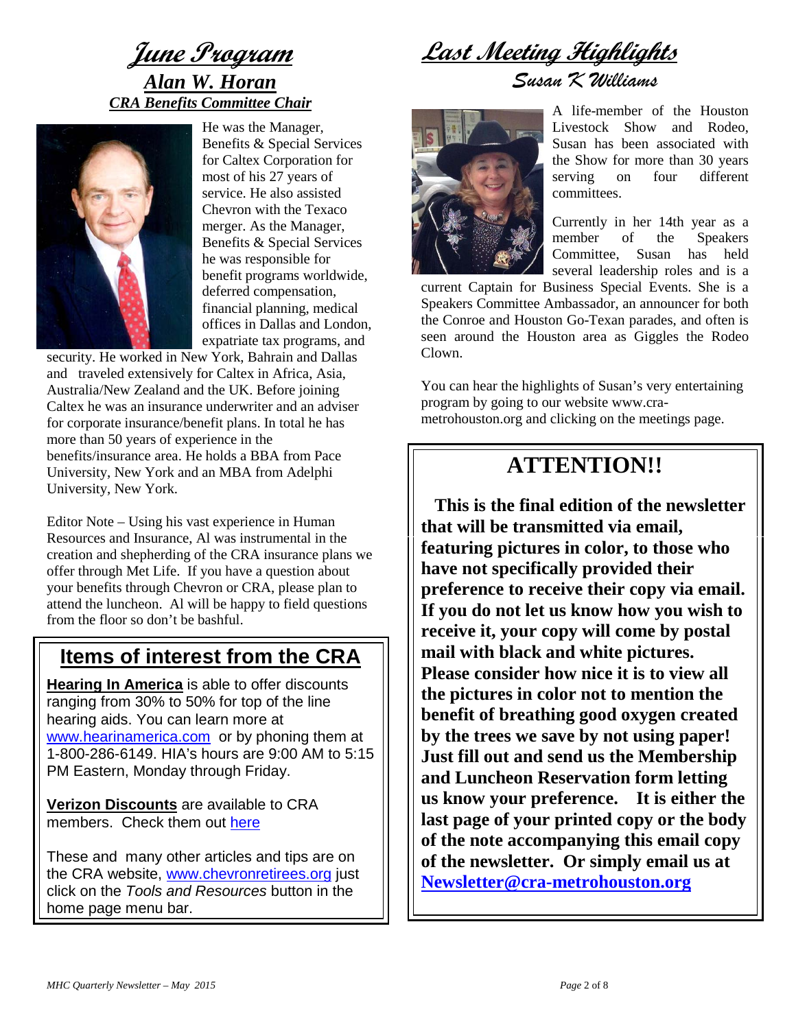# *June Program*

## *Alan W. Horan*

### *CRA Benefits Committee Chair*

He was the Manager, Benefits & Special Services for Caltex Corporation for most of his 27 years of service. He also assisted Chevron with the Texaco merger. As the Manager, Benefits & Special Services he was responsible for benefit programs worldwide, deferred compensation, financial planning, medical offices in Dallas and London, expatriate tax programs, and security. He worked in New York, Bahrain and Dallas and traveled extensively for Caltex in Africa, Asia, Australia/New Zealand and the UK. Before joining Caltex he was an insurance underwriter and an adviser for corporate insurance/benefit plans. In total he has more than 50 years of experience in the benefits/insurance area. He holds a BBA from Pace University, New York and an MBA from Adelphi University, New York.

Editor Note – Using his vast experience in Human Resources and Insurance, Al was instrumental in the creation and shepherding of the CRA insurance plans we offer through Met Life. If you have a question about your benefits through Chevron or CRA, please plan to attend the luncheon. Al will be happy to field questions from the floor so don't be bashful.

## Items of interest from the CRA

**Hearing In America** is able to offer discounts ranging from 30% to 50% for top of the line hearing aids. You can learn more at www.hearinamerica.com or by phoning them at 1-800-286-6149. HIA's hours are 9:00 AM to 5:15 PM Eastern, Monday through Friday.

**Verizon Discounts** are available to CRA members. Check them out here

These and many other articles and tips are on the CRA website, www.chevronretirees.org just click on the *Tools and Resources* button in the home page menu bar.

# *Last Meeting Highlights*

## *Susan K Williams*

A life-member of the Houston Livestock Show and Rodeo, Susan has been associated with the Show for more than 30 years serving on four different committees.

Currently in her 14th year as a member of the Speakers Committee, Susan has held several leadership roles and is a current Captain for Business Special Events. She is a Speakers Committee Ambassador, an announcer for both the Conroe and Houston Go-Texan parades, and often is seen around the Houston area as Giggles the Rodeo Clown.

You can hear the highlights of Susan's very entertaining program by going to our website www.cra-metrohouston.org and clicking on the meetings page.

## ATTENTION!!

**This is the final edition of the newsletter that will be transmitted via email, featuring pictures in color, to those who have not specifically provided their preference to receive their copy via email. If you do not let us know how you wish to receive it, your copy will come by postal mail with black and white pictures. Please consider how nice it is to view all the pictures in color not to mention the benefit of breathing good oxygen created by the trees we save by not using paper! Just fill out and send us the Membership and Luncheon Reservation form letting us know your preference. It is either the last page of your printed copy or the body of the note accompanying this email copy of the newsletter. Or simply email us at Newsletter@cra-metrohouston.org**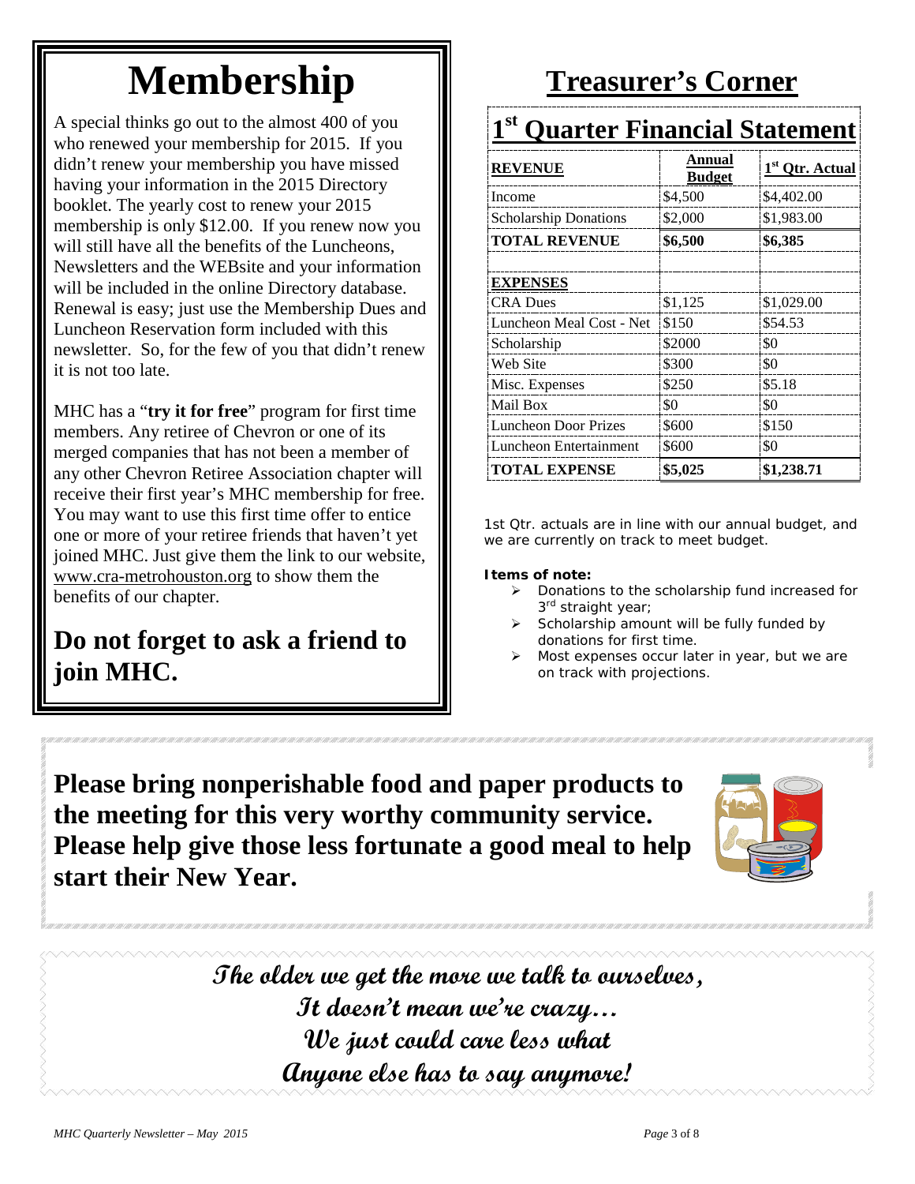# Membership

A special thinks go out to the almost 400 of you who renewed your membership for 2015. If you didn't renew your membership you have missed having your information in the 2015 Directory booklet. The yearly cost to renew your 2015 membership is only $12.00. If you renew now you will still have all the benefits of the Luncheons, Newsletters and the WEBsite and your information will be included in the online Directory database. Renewal is easy; just use the Membership Dues and Luncheon Reservation form included with this newsletter. So, for the few of you that didn't renew it is not too late.

MHC has a "**try it for free**" program for first time members. Any retiree of Chevron or one of its merged companies that has not been a member of any other Chevron Retiree Association chapter will receive their first year's MHC membership for free. You may want to use this first time offer to entice one or more of your retiree friends that haven't yet joined MHC. Just give them the link to our website, www.cra-metrohouston.org to show them the benefits of our chapter.

## Do not forget to ask a friend to join MHC.

# Treasurer's Corner

## 1st Quarter Financial Statement

| **REVENUE** | **Annual Budget** | **1st Qtr. Actual** |
|---|---|---|
| Income | $4,500 | $4,402.00 |
| Scholarship Donations | $2,000 | $1,983.00 |
| **TOTAL REVENUE** | **$6,500** | **$6,385** |
| | | |
| **EXPENSES** | | |
| CRA Dues | $1,125 | $1,029.00 |
| Luncheon Meal Cost - Net | $150 | $54.53 |
| Scholarship | $2000 | $0 |
| Web Site | $300 | $0 |
| Misc. Expenses | $250 | $5.18 |
| Mail Box | $0 | $0 |
| Luncheon Door Prizes | $600 | $150 |
| Luncheon Entertainment | $600 | $0 |
| **TOTAL EXPENSE** | **$5,025** | **$1,238.71** |

1st Qtr. actuals are in line with our annual budget, and we are currently on track to meet budget.

**Items of note:**

- Donations to the scholarship fund increased for 3rd straight year;
- Scholarship amount will be fully funded by donations for first time.
- Most expenses occur later in year, but we are on track with projections.

**Please bring nonperishable food and paper products to the meeting for this very worthy community service. Please help give those less fortunate a good meal to help start their New Year.**

**The older we get the more we talk to ourselves,**
**It doesn't mean we're crazy…**
**We just could care less what**
**Anyone else has to say anymore!**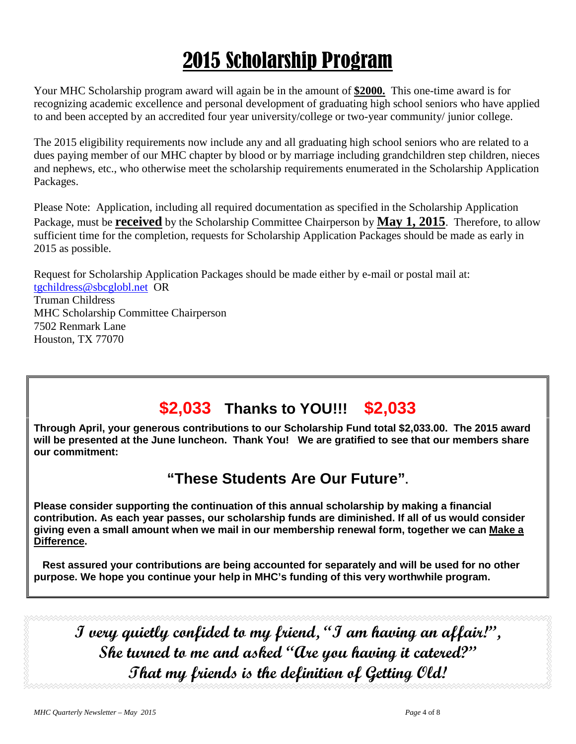# 2015 Scholarship Program

Your MHC Scholarship program award will again be in the amount of **$2000.** This one-time award is for recognizing academic excellence and personal development of graduating high school seniors who have applied to and been accepted by an accredited four year university/college or two-year community/ junior college.

The 2015 eligibility requirements now include any and all graduating high school seniors who are related to a dues paying member of our MHC chapter by blood or by marriage including grandchildren step children, nieces and nephews, etc., who otherwise meet the scholarship requirements enumerated in the Scholarship Application Packages.

Please Note: Application, including all required documentation as specified in the Scholarship Application Package, must be **received** by the Scholarship Committee Chairperson by **May 1, 2015**. Therefore, to allow sufficient time for the completion, requests for Scholarship Application Packages should be made as early in 2015 as possible.

Request for Scholarship Application Packages should be made either by e-mail or postal mail at:
tgchildress@sbcglobl.net OR
Truman Childress
MHC Scholarship Committee Chairperson
7502 Renmark Lane
Houston, TX 77070

## $2,033 Thanks to YOU!!! $2,033

**Through April, your generous contributions to our Scholarship Fund total $2,033.00. The 2015 award will be presented at the June luncheon. Thank You! We are gratified to see that our members share our commitment:**

## "These Students Are Our Future".

**Please consider supporting the continuation of this annual scholarship by making a financial contribution. As each year passes, our scholarship funds are diminished. If all of us would consider giving even a small amount when we mail in our membership renewal form, together we can Make a Difference.**

**Rest assured your contributions are being accounted for separately and will be used for no other purpose. We hope you continue your help in MHC's funding of this very worthwhile program.**

***I very quietly confided to my friend, "I am having an affair!",***
***She turned to me and asked "Are you having it catered?"***
***That my friends is the definition of Getting Old!***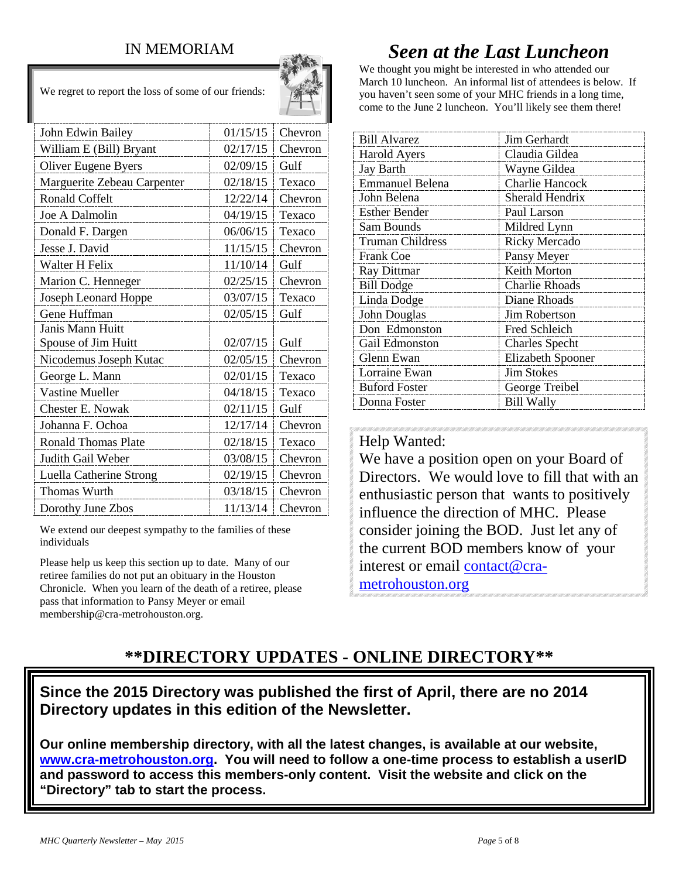## IN MEMORIAM

We regret to report the loss of some of our friends:

| Name | Date | Company |
|---|---|---|
| John Edwin Bailey | 01/15/15 | Chevron |
| William E (Bill) Bryant | 02/17/15 | Chevron |
| Oliver Eugene Byers | 02/09/15 | Gulf |
| Marguerite Zebeau Carpenter | 02/18/15 | Texaco |
| Ronald Coffelt | 12/22/14 | Chevron |
| Joe A Dalmolin | 04/19/15 | Texaco |
| Donald F. Dargen | 06/06/15 | Texaco |
| Jesse J. David | 11/15/15 | Chevron |
| Walter H Felix | 11/10/14 | Gulf |
| Marion C. Henneger | 02/25/15 | Chevron |
| Joseph Leonard Hoppe | 03/07/15 | Texaco |
| Gene Huffman | 02/05/15 | Gulf |
| Janis Mann Huitt Spouse of Jim Huitt | 02/07/15 | Gulf |
| Nicodemus Joseph Kutac | 02/05/15 | Chevron |
| George L. Mann | 02/01/15 | Texaco |
| Vastine Mueller | 04/18/15 | Texaco |
| Chester E. Nowak | 02/11/15 | Gulf |
| Johanna F. Ochoa | 12/17/14 | Chevron |
| Ronald Thomas Plate | 02/18/15 | Texaco |
| Judith Gail Weber | 03/08/15 | Chevron |
| Luella Catherine Strong | 02/19/15 | Chevron |
| Thomas Wurth | 03/18/15 | Chevron |
| Dorothy June Zbos | 11/13/14 | Chevron |

We extend our deepest sympathy to the families of these individuals

Please help us keep this section up to date. Many of our retiree families do not put an obituary in the Houston Chronicle. When you learn of the death of a retiree, please pass that information to Pansy Meyer or email membership@cra-metrohouston.org.

## *Seen at the Last Luncheon*

We thought you might be interested in who attended our March 10 luncheon. An informal list of attendees is below. If you haven't seen some of your MHC friends in a long time, come to the June 2 luncheon. You'll likely see them there!

| | |
|---|---|
| Bill Alvarez | Jim Gerhardt |
| Harold Ayers | Claudia Gildea |
| Jay Barth | Wayne Gildea |
| Emmanuel Belena | Charlie Hancock |
| John Belena | Sherald Hendrix |
| Esther Bender | Paul Larson |
| Sam Bounds | Mildred Lynn |
| Truman Childress | Ricky Mercado |
| Frank Coe | Pansy Meyer |
| Ray Dittmar | Keith Morton |
| Bill Dodge | Charlie Rhoads |
| Linda Dodge | Diane Rhoads |
| John Douglas | Jim Robertson |
| Don Edmonston | Fred Schleich |
| Gail Edmonston | Charles Specht |
| Glenn Ewan | Elizabeth Spooner |
| Lorraine Ewan | Jim Stokes |
| Buford Foster | George Treibel |
| Donna Foster | Bill Wally |

Help Wanted:

We have a position open on your Board of Directors. We would love to fill that with an enthusiastic person that wants to positively influence the direction of MHC. Please consider joining the BOD. Just let any of the current BOD members know of your interest or email contact@cra-metrohouston.org

## **\*\*DIRECTORY UPDATES - ONLINE DIRECTORY\*\***

**Since the 2015 Directory was published the first of April, there are no 2014 Directory updates in this edition of the Newsletter.**

**Our online membership directory, with all the latest changes, is available at our website, www.cra-metrohouston.org. You will need to follow a one-time process to establish a userID and password to access this members-only content. Visit the website and click on the "Directory" tab to start the process.**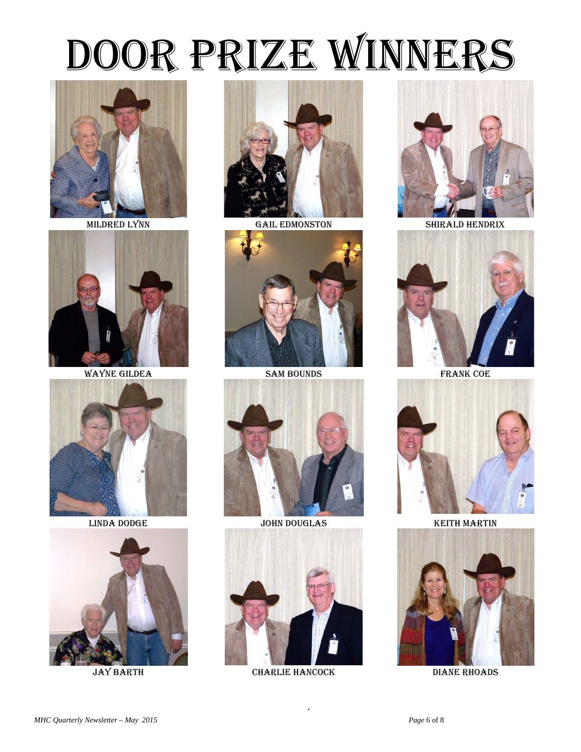# Door Prize Winners

Mildred Lynn

Gail Edmonston

Shirald Hendrix

Wayne Gildea

Sam Bounds

Frank Coe

Linda Dodge

John Douglas

Keith Martin

Jay Barth

Charlie Hancock

Diane Rhoads